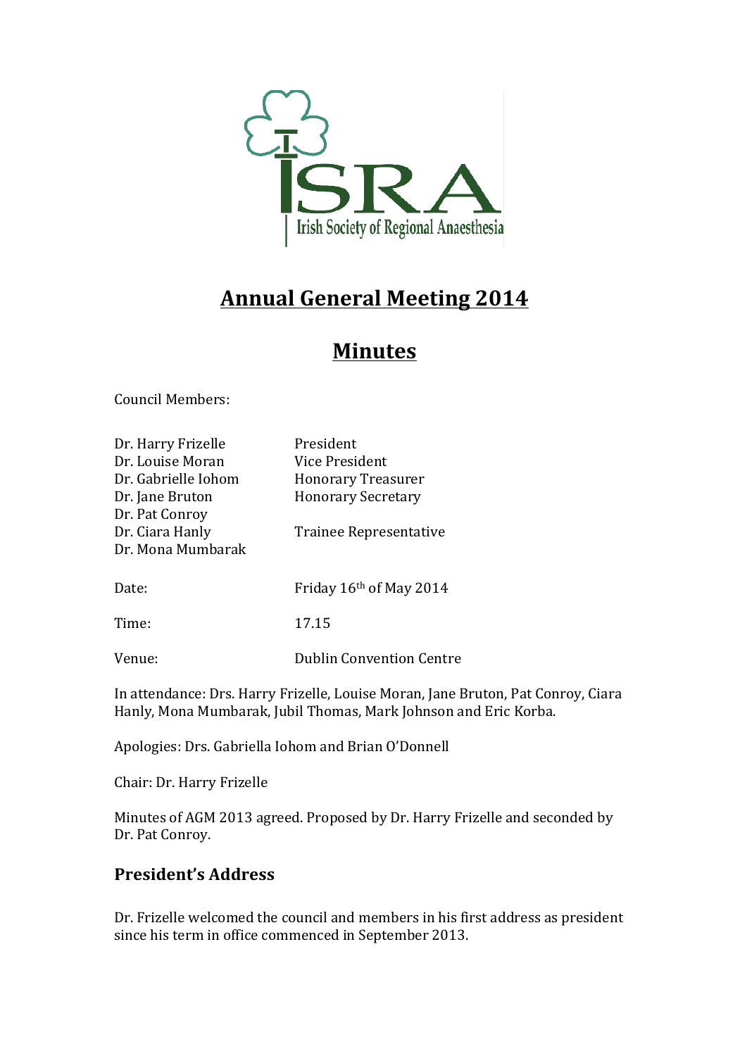# Annual General Meeting 2014

# Minutes

Council Members:

| | |
|---|---|
| Dr. Harry Frizelle | President |
| Dr. Louise Moran | Vice President |
| Dr. Gabrielle Iohom | Honorary Treasurer |
| Dr. Jane Bruton | Honorary Secretary |
| Dr. Pat Conroy | |
| Dr. Ciara Hanly | Trainee Representative |
| Dr. Mona Mumbarak | |

Date: Friday 16th of May 2014

Time: 17.15

Venue: Dublin Convention Centre

In attendance: Drs. Harry Frizelle, Louise Moran, Jane Bruton, Pat Conroy, Ciara Hanly, Mona Mumbarak, Jubil Thomas, Mark Johnson and Eric Korba.

Apologies: Drs. Gabriella Iohom and Brian O'Donnell

Chair: Dr. Harry Frizelle

Minutes of AGM 2013 agreed. Proposed by Dr. Harry Frizelle and seconded by Dr. Pat Conroy.

## President's Address

Dr. Frizelle welcomed the council and members in his first address as president since his term in office commenced in September 2013.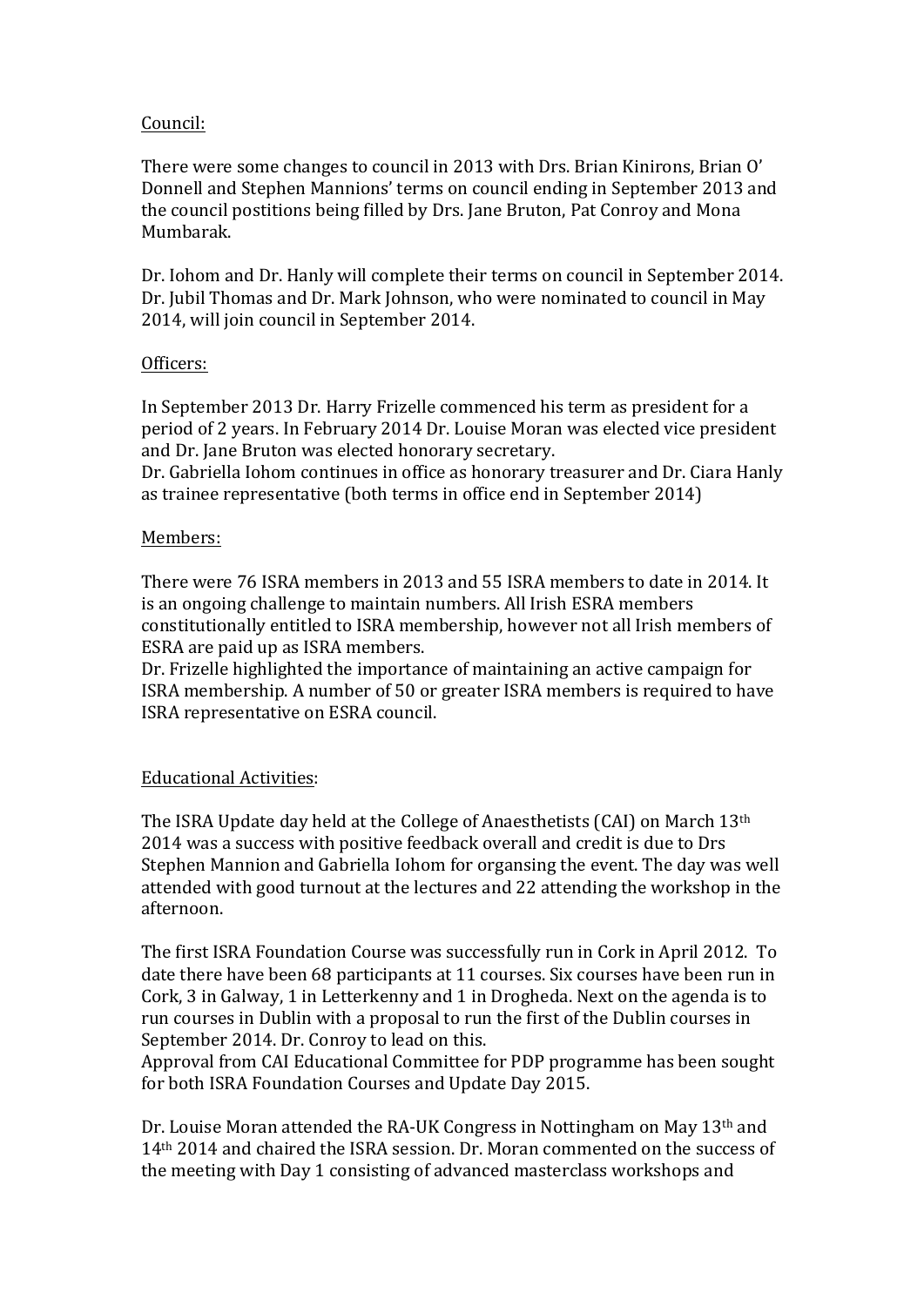Council:

There were some changes to council in 2013 with Drs. Brian Kinirons, Brian O' Donnell and Stephen Mannions' terms on council ending in September 2013 and the council postitions being filled by Drs. Jane Bruton, Pat Conroy and Mona Mumbarak.

Dr. Iohom and Dr. Hanly will complete their terms on council in September 2014. Dr. Jubil Thomas and Dr. Mark Johnson, who were nominated to council in May 2014, will join council in September 2014.

Officers:

In September 2013 Dr. Harry Frizelle commenced his term as president for a period of 2 years. In February 2014 Dr. Louise Moran was elected vice president and Dr. Jane Bruton was elected honorary secretary.
Dr. Gabriella Iohom continues in office as honorary treasurer and Dr. Ciara Hanly as trainee representative (both terms in office end in September 2014)

Members:

There were 76 ISRA members in 2013 and 55 ISRA members to date in 2014. It is an ongoing challenge to maintain numbers. All Irish ESRA members constitutionally entitled to ISRA membership, however not all Irish members of ESRA are paid up as ISRA members.
Dr. Frizelle highlighted the importance of maintaining an active campaign for ISRA membership. A number of 50 or greater ISRA members is required to have ISRA representative on ESRA council.

Educational Activities:

The ISRA Update day held at the College of Anaesthetists (CAI) on March 13th 2014 was a success with positive feedback overall and credit is due to Drs Stephen Mannion and Gabriella Iohom for organsing the event. The day was well attended with good turnout at the lectures and 22 attending the workshop in the afternoon.

The first ISRA Foundation Course was successfully run in Cork in April 2012. To date there have been 68 participants at 11 courses. Six courses have been run in Cork, 3 in Galway, 1 in Letterkenny and 1 in Drogheda. Next on the agenda is to run courses in Dublin with a proposal to run the first of the Dublin courses in September 2014. Dr. Conroy to lead on this.
Approval from CAI Educational Committee for PDP programme has been sought for both ISRA Foundation Courses and Update Day 2015.

Dr. Louise Moran attended the RA-UK Congress in Nottingham on May 13th and 14th 2014 and chaired the ISRA session. Dr. Moran commented on the success of the meeting with Day 1 consisting of advanced masterclass workshops and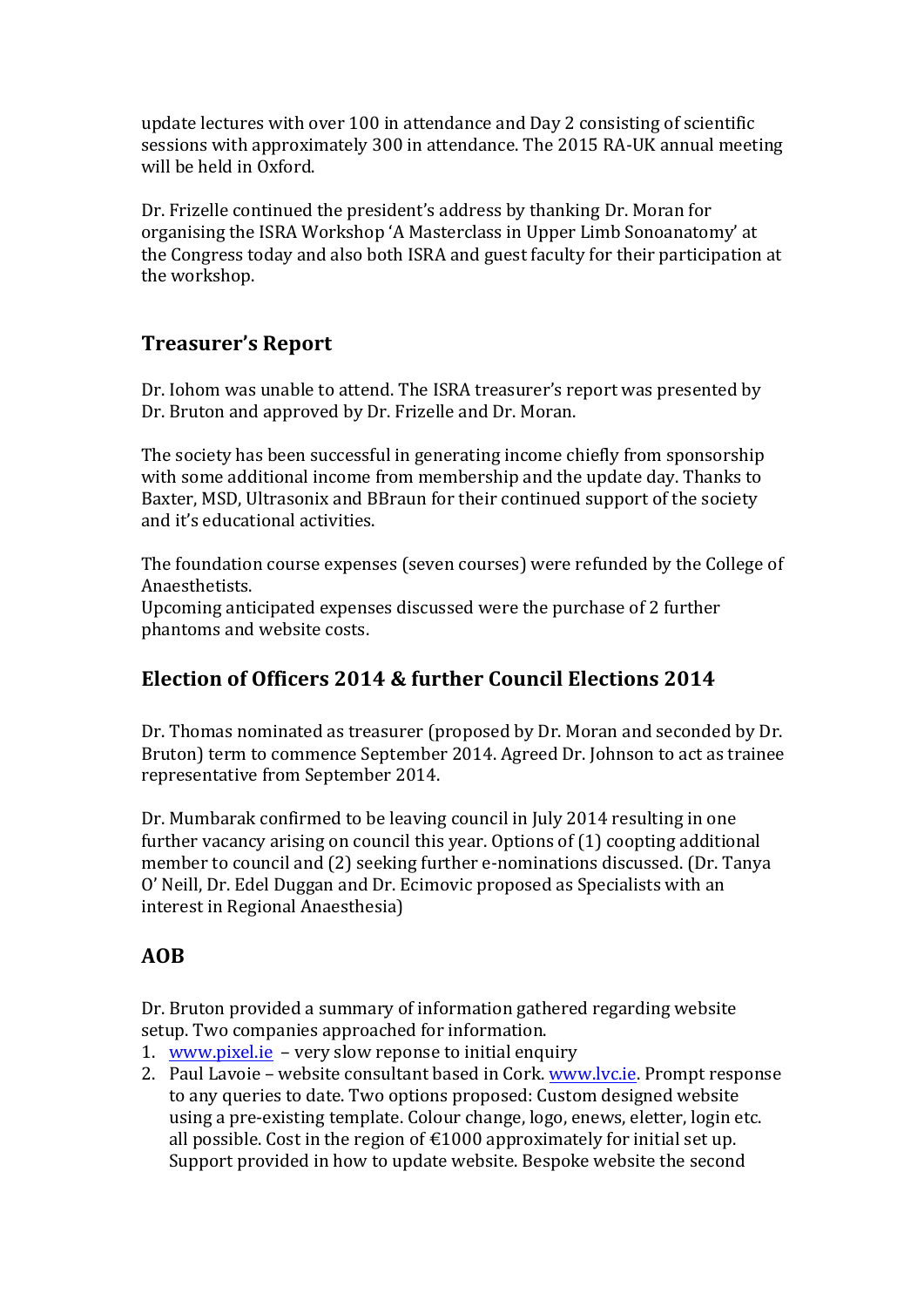update lectures with over 100 in attendance and Day 2 consisting of scientific sessions with approximately 300 in attendance. The 2015 RA-UK annual meeting will be held in Oxford.

Dr. Frizelle continued the president's address by thanking Dr. Moran for organising the ISRA Workshop 'A Masterclass in Upper Limb Sonoanatomy' at the Congress today and also both ISRA and guest faculty for their participation at the workshop.

## Treasurer's Report

Dr. Iohom was unable to attend. The ISRA treasurer's report was presented by Dr. Bruton and approved by Dr. Frizelle and Dr. Moran.

The society has been successful in generating income chiefly from sponsorship with some additional income from membership and the update day. Thanks to Baxter, MSD, Ultrasonix and BBraun for their continued support of the society and it's educational activities.

The foundation course expenses (seven courses) were refunded by the College of Anaesthetists.
Upcoming anticipated expenses discussed were the purchase of 2 further phantoms and website costs.

## Election of Officers 2014 & further Council Elections 2014

Dr. Thomas nominated as treasurer (proposed by Dr. Moran and seconded by Dr. Bruton) term to commence September 2014. Agreed Dr. Johnson to act as trainee representative from September 2014.

Dr. Mumbarak confirmed to be leaving council in July 2014 resulting in one further vacancy arising on council this year. Options of (1) coopting additional member to council and (2) seeking further e-nominations discussed. (Dr. Tanya O' Neill, Dr. Edel Duggan and Dr. Ecimovic proposed as Specialists with an interest in Regional Anaesthesia)

## AOB

Dr. Bruton provided a summary of information gathered regarding website setup. Two companies approached for information.

1. www.pixel.ie – very slow reponse to initial enquiry
2. Paul Lavoie – website consultant based in Cork. www.lvc.ie. Prompt response to any queries to date. Two options proposed: Custom designed website using a pre-existing template. Colour change, logo, enews, eletter, login etc. all possible. Cost in the region of €1000 approximately for initial set up. Support provided in how to update website. Bespoke website the second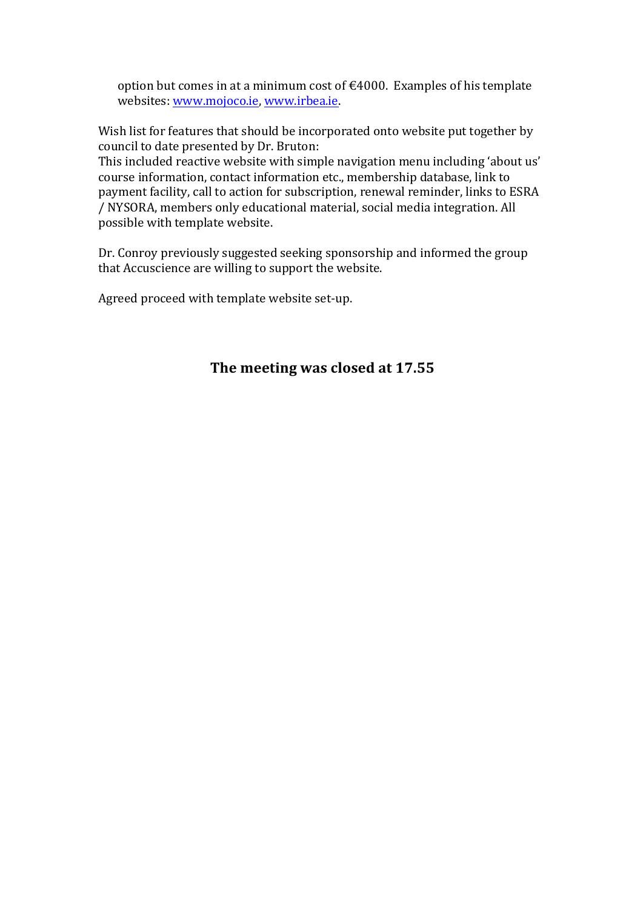option but comes in at a minimum cost of €4000. Examples of his template websites: [www.mojoco.ie](http://www.mojoco.ie), [www.irbea.ie](http://www.irbea.ie).

Wish list for features that should be incorporated onto website put together by council to date presented by Dr. Bruton:
This included reactive website with simple navigation menu including 'about us' course information, contact information etc., membership database, link to payment facility, call to action for subscription, renewal reminder, links to ESRA / NYSORA, members only educational material, social media integration. All possible with template website.

Dr. Conroy previously suggested seeking sponsorship and informed the group that Accuscience are willing to support the website.

Agreed proceed with template website set-up.

**The meeting was closed at 17.55**